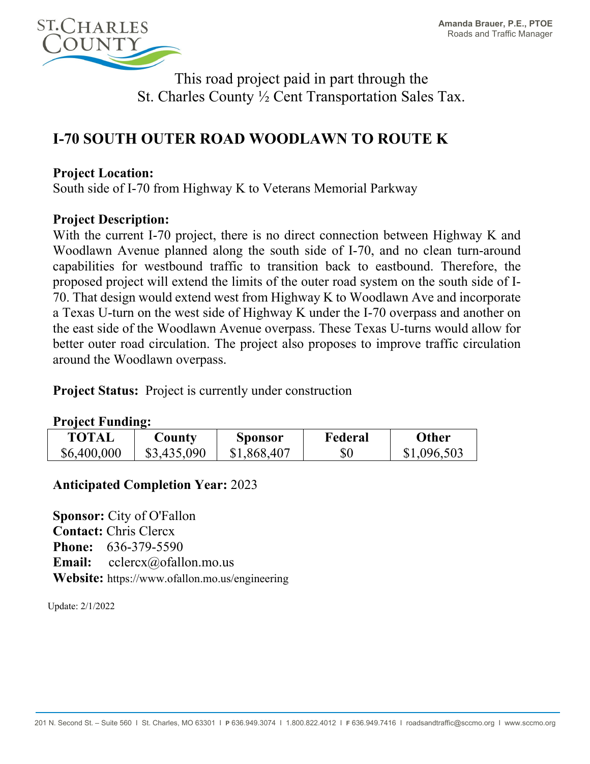Amanda Brauer, P.E., PTOE
Roads and Traffic Manager

This road project paid in part through the
St. Charles County ½ Cent Transportation Sales Tax.

# I-70 SOUTH OUTER ROAD WOODLAWN TO ROUTE K

**Project Location:**
South side of I-70 from Highway K to Veterans Memorial Parkway

**Project Description:**
With the current I-70 project, there is no direct connection between Highway K and Woodlawn Avenue planned along the south side of I-70, and no clean turn-around capabilities for westbound traffic to transition back to eastbound. Therefore, the proposed project will extend the limits of the outer road system on the south side of I-70. That design would extend west from Highway K to Woodlawn Ave and incorporate a Texas U-turn on the west side of Highway K under the I-70 overpass and another on the east side of the Woodlawn Avenue overpass. These Texas U-turns would allow for better outer road circulation. The project also proposes to improve traffic circulation around the Woodlawn overpass.

**Project Status:** Project is currently under construction

**Project Funding:**

| TOTAL | County | Sponsor | Federal | Other |
|---|---|---|---|---|
| $6,400,000 | $3,435,090 | $1,868,407 | $0 | $1,096,503 |

**Anticipated Completion Year:** 2023

**Sponsor:** City of O'Fallon
**Contact:** Chris Clercx
**Phone:** 636-379-5590
**Email:** cclercx@ofallon.mo.us
**Website:** https://www.ofallon.mo.us/engineering

Update: 2/1/2022

201 N. Second St. – Suite 560 I St. Charles, MO 63301 I P 636.949.3074 I 1.800.822.4012 I F 636.949.7416 I roadsandtraffic@sccmo.org I www.sccmo.org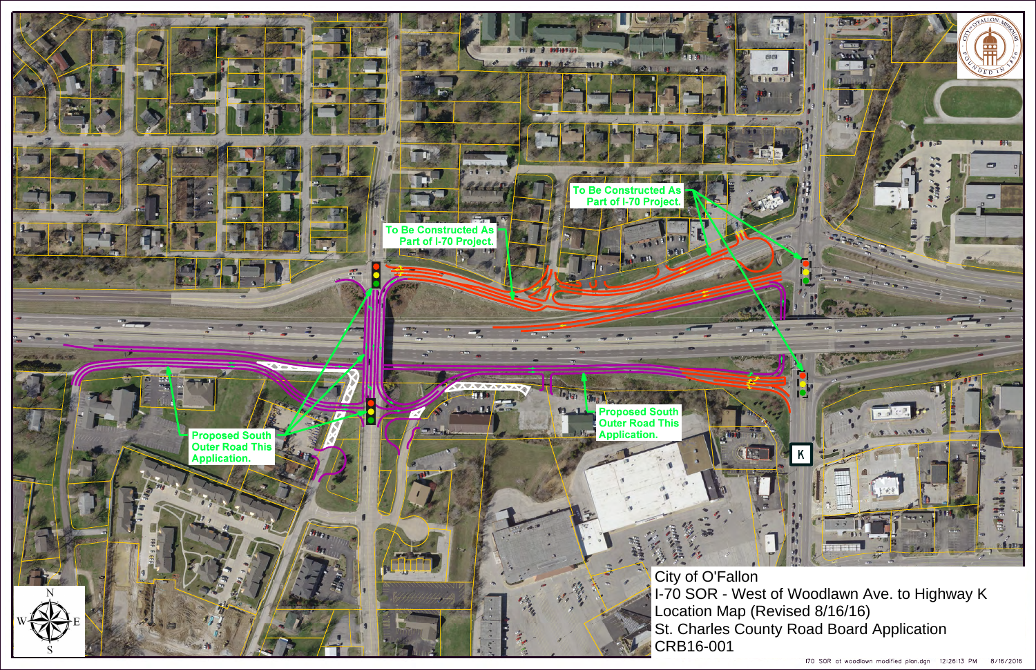To Be Constructed As Part of I-70 Project.

To Be Constructed As Part of I-70 Project.

Proposed South Outer Road This Application.

Proposed South Outer Road This Application.

K

City of O'Fallon
I-70 SOR - West of Woodlawn Ave. to Highway K
Location Map (Revised 8/16/16)
St. Charles County Road Board Application
CRB16-001

170 SOR at woodlawn modified plan.dgn 12:26:13 PM 8/16/2016